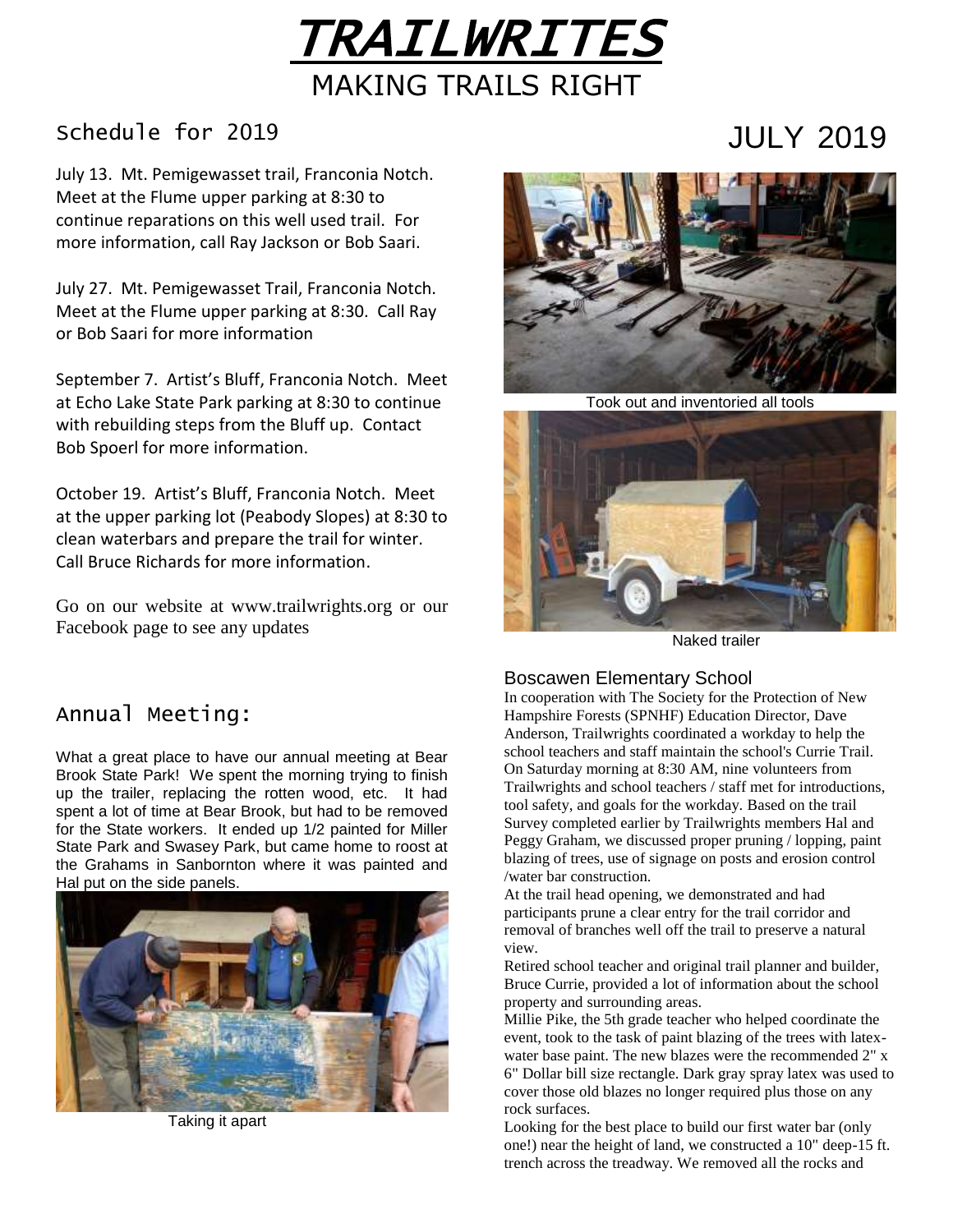# TRAILWRITES

MAKING TRAILS RIGHT

## Schedule for 2019

JULY 2019

July 13. Mt. Pemigewasset trail, Franconia Notch. Meet at the Flume upper parking at 8:30 to continue reparations on this well used trail. For more information, call Ray Jackson or Bob Saari.

July 27. Mt. Pemigewasset Trail, Franconia Notch. Meet at the Flume upper parking at 8:30. Call Ray or Bob Saari for more information

September 7. Artist's Bluff, Franconia Notch. Meet at Echo Lake State Park parking at 8:30 to continue with rebuilding steps from the Bluff up. Contact Bob Spoerl for more information.

October 19. Artist's Bluff, Franconia Notch. Meet at the upper parking lot (Peabody Slopes) at 8:30 to clean waterbars and prepare the trail for winter. Call Bruce Richards for more information.

Go on our website at www.trailwrights.org or our Facebook page to see any updates

## Annual Meeting:

What a great place to have our annual meeting at Bear Brook State Park! We spent the morning trying to finish up the trailer, replacing the rotten wood, etc. It had spent a lot of time at Bear Brook, but had to be removed for the State workers. It ended up 1/2 painted for Miller State Park and Swasey Park, but came home to roost at the Grahams in Sanbornton where it was painted and Hal put on the side panels.

Taking it apart

Took out and inventoried all tools

Naked trailer

### Boscawen Elementary School

In cooperation with The Society for the Protection of New Hampshire Forests (SPNHF) Education Director, Dave Anderson, Trailwrights coordinated a workday to help the school teachers and staff maintain the school's Currie Trail. On Saturday morning at 8:30 AM, nine volunteers from Trailwrights and school teachers / staff met for introductions, tool safety, and goals for the workday. Based on the trail Survey completed earlier by Trailwrights members Hal and Peggy Graham, we discussed proper pruning / lopping, paint blazing of trees, use of signage on posts and erosion control /water bar construction.

At the trail head opening, we demonstrated and had participants prune a clear entry for the trail corridor and removal of branches well off the trail to preserve a natural view.

Retired school teacher and original trail planner and builder, Bruce Currie, provided a lot of information about the school property and surrounding areas.

Millie Pike, the 5th grade teacher who helped coordinate the event, took to the task of paint blazing of the trees with latex-water base paint. The new blazes were the recommended 2" x 6" Dollar bill size rectangle. Dark gray spray latex was used to cover those old blazes no longer required plus those on any rock surfaces.

Looking for the best place to build our first water bar (only one!) near the height of land, we constructed a 10" deep-15 ft. trench across the treadway. We removed all the rocks and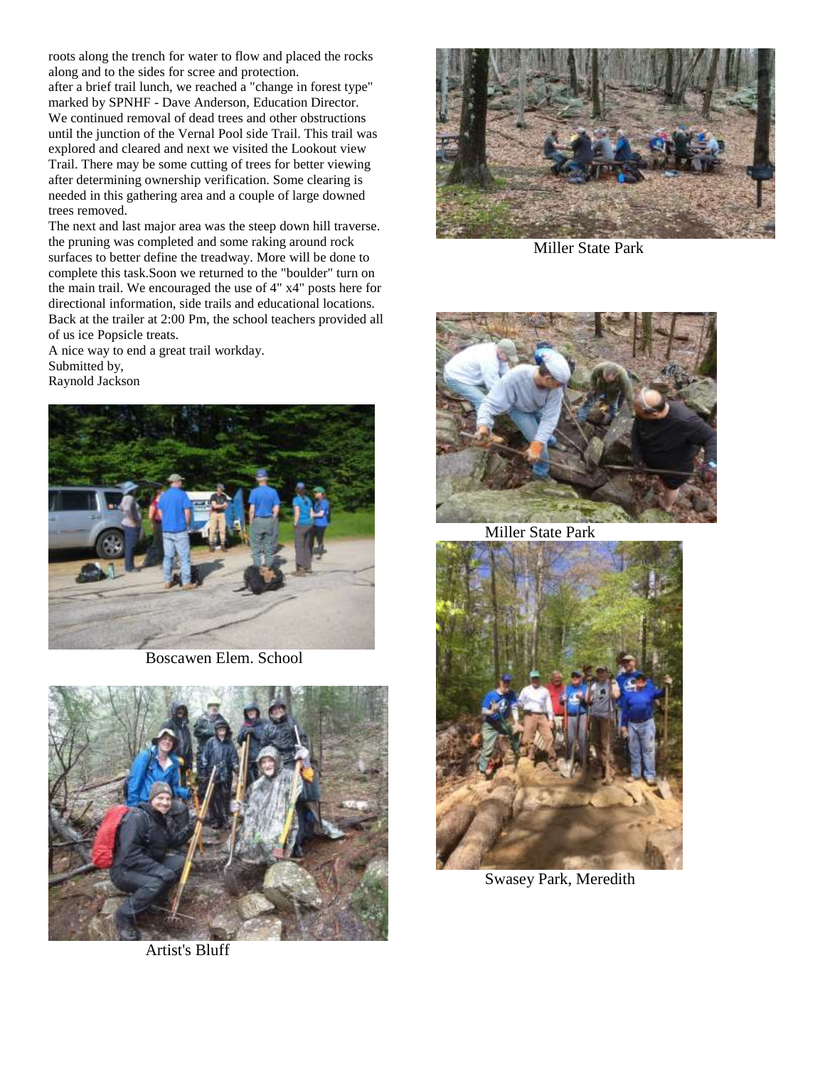roots along the trench for water to flow and placed the rocks along and to the sides for scree and protection.
after a brief trail lunch, we reached a "change in forest type" marked by SPNHF - Dave Anderson, Education Director.
We continued removal of dead trees and other obstructions until the junction of the Vernal Pool side Trail. This trail was explored and cleared and next we visited the Lookout view Trail. There may be some cutting of trees for better viewing after determining ownership verification. Some clearing is needed in this gathering area and a couple of large downed trees removed.
The next and last major area was the steep down hill traverse. the pruning was completed and some raking around rock surfaces to better define the treadway. More will be done to complete this task.Soon we returned to the "boulder" turn on the main trail. We encouraged the use of 4" x4" posts here for directional information, side trails and educational locations.
Back at the trailer at 2:00 Pm, the school teachers provided all of us ice Popsicle treats.
A nice way to end a great trail workday.
Submitted by,
Raynold Jackson

Boscawen Elem. School

Artist's Bluff

Miller State Park

Miller State Park

Swasey Park, Meredith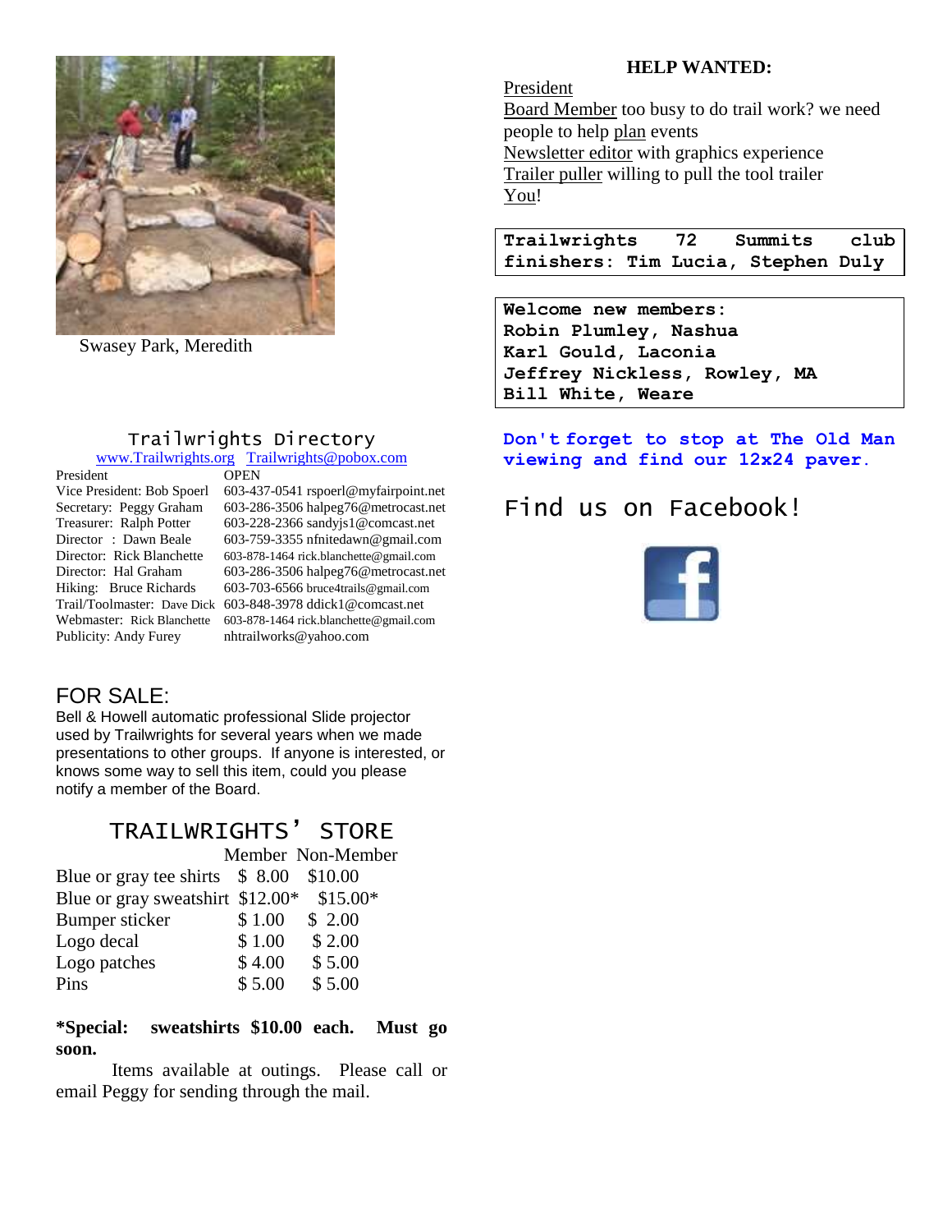Swasey Park, Meredith

### Trailwrights Directory

www.Trailwrights.org Trailwrights@pobox.com

| | |
|---|---|
| President | OPEN |
| Vice President: Bob Spoerl | 603-437-0541 rspoerl@myfairpoint.net |
| Secretary: Peggy Graham | 603-286-3506 halpeg76@metrocast.net |
| Treasurer: Ralph Potter | 603-228-2366 sandyjs1@comcast.net |
| Director : Dawn Beale | 603-759-3355 nfnitedawn@gmail.com |
| Director: Rick Blanchette | 603-878-1464 rick.blanchette@gmail.com |
| Director: Hal Graham | 603-286-3506 halpeg76@metrocast.net |
| Hiking: Bruce Richards | 603-703-6566 bruce4trails@gmail.com |
| Trail/Toolmaster: Dave Dick | 603-848-3978 ddick1@comcast.net |
| Webmaster: Rick Blanchette | 603-878-1464 rick.blanchette@gmail.com |
| Publicity: Andy Furey | nhtrailworks@yahoo.com |

## FOR SALE:

Bell & Howell automatic professional Slide projector used by Trailwrights for several years when we made presentations to other groups. If anyone is interested, or knows some way to sell this item, could you please notify a member of the Board.

## TRAILWRIGHTS' STORE

| | Member | Non-Member |
|---|---|---|
| Blue or gray tee shirts | $ 8.00 | $10.00 |
| Blue or gray sweatshirt | $12.00* | $15.00* |
| Bumper sticker | $ 1.00 | $ 2.00 |
| Logo decal | $ 1.00 | $ 2.00 |
| Logo patches | $ 4.00 | $ 5.00 |
| Pins | $ 5.00 | $ 5.00 |

**\*Special: sweatshirts $10.00 each. Must go soon.**

Items available at outings. Please call or email Peggy for sending through the mail.

### HELP WANTED:

President
Board Member too busy to do trail work? we need people to help plan events
Newsletter editor with graphics experience
Trailer puller willing to pull the tool trailer
You!

**Trailwrights 72 Summits club finishers: Tim Lucia, Stephen Duly**

**Welcome new members:**
**Robin Plumley, Nashua**
**Karl Gould, Laconia**
**Jeffrey Nickless, Rowley, MA**
**Bill White, Weare**

**Don't forget to stop at The Old Man viewing and find our 12x24 paver.**

Find us on Facebook!